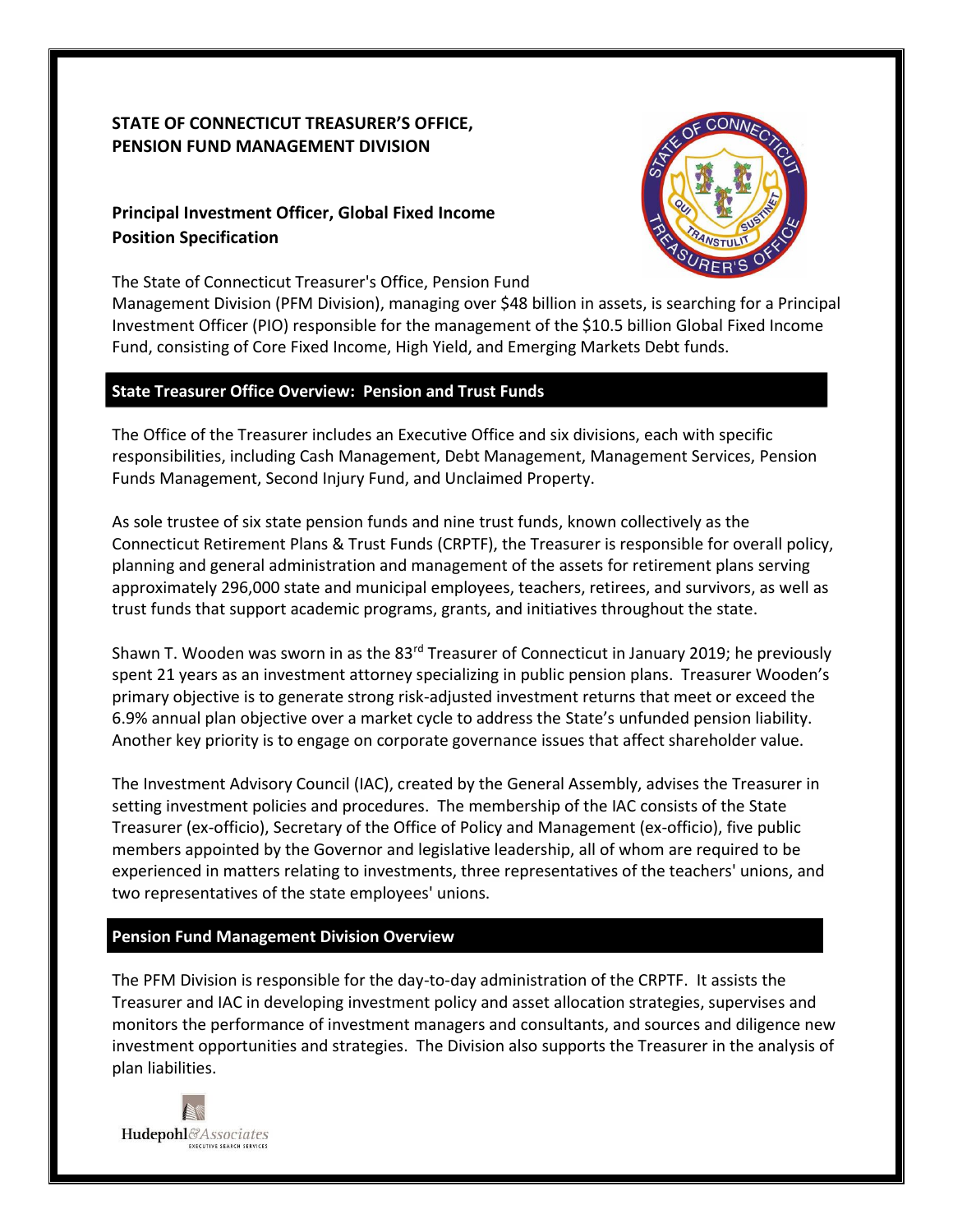**STATE OF CONNECTICUT TREASURER'S OFFICE,**
**PENSION FUND MANAGEMENT DIVISION**

**Principal Investment Officer, Global Fixed Income**
**Position Specification**

The State of Connecticut Treasurer's Office, Pension Fund Management Division (PFM Division), managing over $48 billion in assets, is searching for a Principal Investment Officer (PIO) responsible for the management of the $10.5 billion Global Fixed Income Fund, consisting of Core Fixed Income, High Yield, and Emerging Markets Debt funds.

## State Treasurer Office Overview: Pension and Trust Funds

The Office of the Treasurer includes an Executive Office and six divisions, each with specific responsibilities, including Cash Management, Debt Management, Management Services, Pension Funds Management, Second Injury Fund, and Unclaimed Property.

As sole trustee of six state pension funds and nine trust funds, known collectively as the Connecticut Retirement Plans & Trust Funds (CRPTF), the Treasurer is responsible for overall policy, planning and general administration and management of the assets for retirement plans serving approximately 296,000 state and municipal employees, teachers, retirees, and survivors, as well as trust funds that support academic programs, grants, and initiatives throughout the state.

Shawn T. Wooden was sworn in as the 83rd Treasurer of Connecticut in January 2019; he previously spent 21 years as an investment attorney specializing in public pension plans. Treasurer Wooden's primary objective is to generate strong risk-adjusted investment returns that meet or exceed the 6.9% annual plan objective over a market cycle to address the State's unfunded pension liability. Another key priority is to engage on corporate governance issues that affect shareholder value.

The Investment Advisory Council (IAC), created by the General Assembly, advises the Treasurer in setting investment policies and procedures. The membership of the IAC consists of the State Treasurer (ex-officio), Secretary of the Office of Policy and Management (ex-officio), five public members appointed by the Governor and legislative leadership, all of whom are required to be experienced in matters relating to investments, three representatives of the teachers' unions, and two representatives of the state employees' unions.

## Pension Fund Management Division Overview

The PFM Division is responsible for the day-to-day administration of the CRPTF. It assists the Treasurer and IAC in developing investment policy and asset allocation strategies, supervises and monitors the performance of investment managers and consultants, and sources and diligence new investment opportunities and strategies. The Division also supports the Treasurer in the analysis of plan liabilities.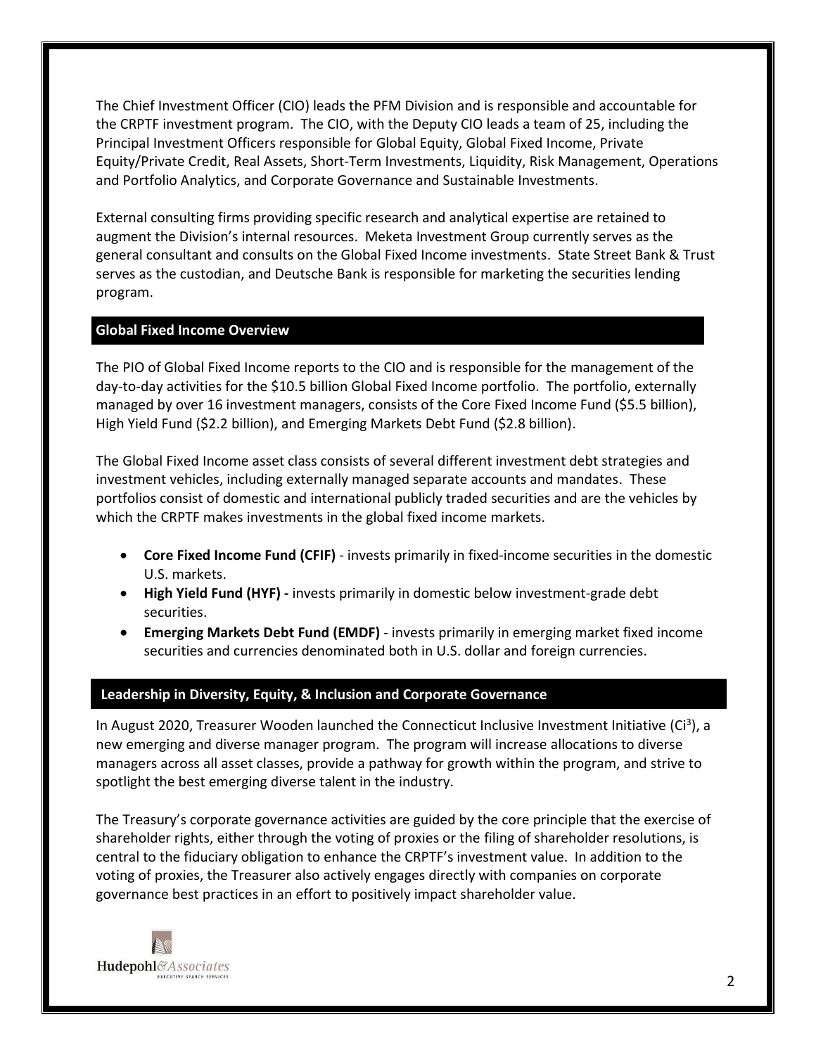The Chief Investment Officer (CIO) leads the PFM Division and is responsible and accountable for the CRPTF investment program. The CIO, with the Deputy CIO leads a team of 25, including the Principal Investment Officers responsible for Global Equity, Global Fixed Income, Private Equity/Private Credit, Real Assets, Short-Term Investments, Liquidity, Risk Management, Operations and Portfolio Analytics, and Corporate Governance and Sustainable Investments.

External consulting firms providing specific research and analytical expertise are retained to augment the Division's internal resources. Meketa Investment Group currently serves as the general consultant and consults on the Global Fixed Income investments. State Street Bank & Trust serves as the custodian, and Deutsche Bank is responsible for marketing the securities lending program.

## Global Fixed Income Overview

The PIO of Global Fixed Income reports to the CIO and is responsible for the management of the day-to-day activities for the $10.5 billion Global Fixed Income portfolio. The portfolio, externally managed by over 16 investment managers, consists of the Core Fixed Income Fund ($5.5 billion), High Yield Fund ($2.2 billion), and Emerging Markets Debt Fund ($2.8 billion).

The Global Fixed Income asset class consists of several different investment debt strategies and investment vehicles, including externally managed separate accounts and mandates. These portfolios consist of domestic and international publicly traded securities and are the vehicles by which the CRPTF makes investments in the global fixed income markets.

- **Core Fixed Income Fund (CFIF)** - invests primarily in fixed-income securities in the domestic U.S. markets.
- **High Yield Fund (HYF) -** invests primarily in domestic below investment-grade debt securities.
- **Emerging Markets Debt Fund (EMDF)** - invests primarily in emerging market fixed income securities and currencies denominated both in U.S. dollar and foreign currencies.

## Leadership in Diversity, Equity, & Inclusion and Corporate Governance

In August 2020, Treasurer Wooden launched the Connecticut Inclusive Investment Initiative ($Ci^3$), a new emerging and diverse manager program. The program will increase allocations to diverse managers across all asset classes, provide a pathway for growth within the program, and strive to spotlight the best emerging diverse talent in the industry.

The Treasury's corporate governance activities are guided by the core principle that the exercise of shareholder rights, either through the voting of proxies or the filing of shareholder resolutions, is central to the fiduciary obligation to enhance the CRPTF's investment value. In addition to the voting of proxies, the Treasurer also actively engages directly with companies on corporate governance best practices in an effort to positively impact shareholder value.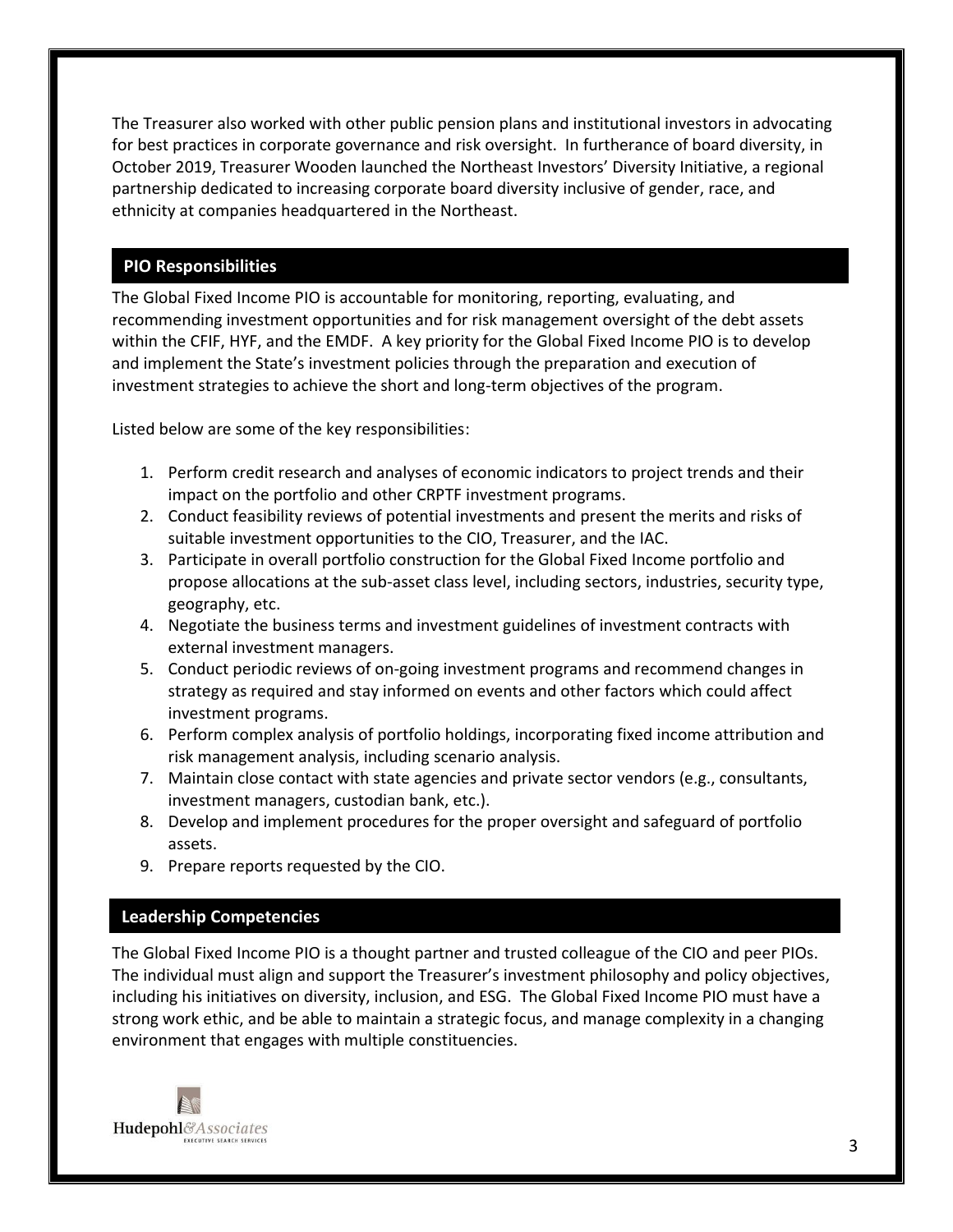The Treasurer also worked with other public pension plans and institutional investors in advocating for best practices in corporate governance and risk oversight. In furtherance of board diversity, in October 2019, Treasurer Wooden launched the Northeast Investors' Diversity Initiative, a regional partnership dedicated to increasing corporate board diversity inclusive of gender, race, and ethnicity at companies headquartered in the Northeast.

## PIO Responsibilities

The Global Fixed Income PIO is accountable for monitoring, reporting, evaluating, and recommending investment opportunities and for risk management oversight of the debt assets within the CFIF, HYF, and the EMDF. A key priority for the Global Fixed Income PIO is to develop and implement the State's investment policies through the preparation and execution of investment strategies to achieve the short and long-term objectives of the program.

Listed below are some of the key responsibilities:

1. Perform credit research and analyses of economic indicators to project trends and their impact on the portfolio and other CRPTF investment programs.
2. Conduct feasibility reviews of potential investments and present the merits and risks of suitable investment opportunities to the CIO, Treasurer, and the IAC.
3. Participate in overall portfolio construction for the Global Fixed Income portfolio and propose allocations at the sub-asset class level, including sectors, industries, security type, geography, etc.
4. Negotiate the business terms and investment guidelines of investment contracts with external investment managers.
5. Conduct periodic reviews of on-going investment programs and recommend changes in strategy as required and stay informed on events and other factors which could affect investment programs.
6. Perform complex analysis of portfolio holdings, incorporating fixed income attribution and risk management analysis, including scenario analysis.
7. Maintain close contact with state agencies and private sector vendors (e.g., consultants, investment managers, custodian bank, etc.).
8. Develop and implement procedures for the proper oversight and safeguard of portfolio assets.
9. Prepare reports requested by the CIO.

## Leadership Competencies

The Global Fixed Income PIO is a thought partner and trusted colleague of the CIO and peer PIOs. The individual must align and support the Treasurer's investment philosophy and policy objectives, including his initiatives on diversity, inclusion, and ESG. The Global Fixed Income PIO must have a strong work ethic, and be able to maintain a strategic focus, and manage complexity in a changing environment that engages with multiple constituencies.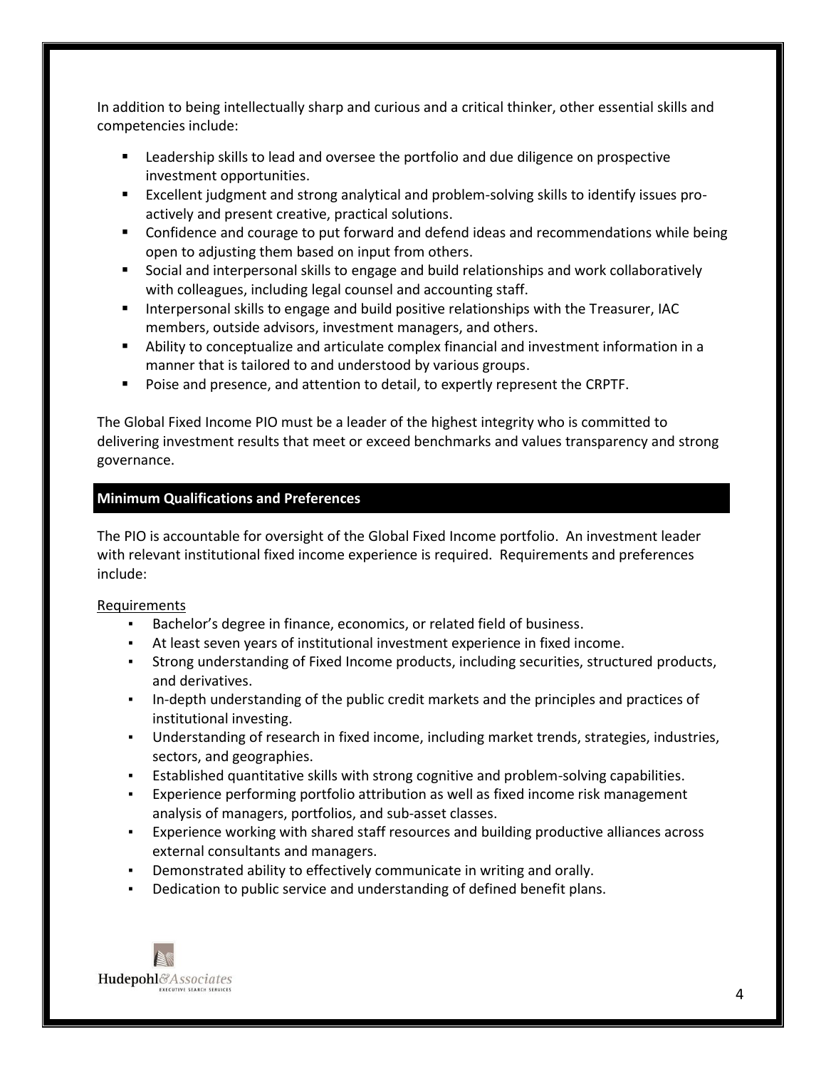In addition to being intellectually sharp and curious and a critical thinker, other essential skills and competencies include:

- Leadership skills to lead and oversee the portfolio and due diligence on prospective investment opportunities.
- Excellent judgment and strong analytical and problem-solving skills to identify issues pro-actively and present creative, practical solutions.
- Confidence and courage to put forward and defend ideas and recommendations while being open to adjusting them based on input from others.
- Social and interpersonal skills to engage and build relationships and work collaboratively with colleagues, including legal counsel and accounting staff.
- Interpersonal skills to engage and build positive relationships with the Treasurer, IAC members, outside advisors, investment managers, and others.
- Ability to conceptualize and articulate complex financial and investment information in a manner that is tailored to and understood by various groups.
- Poise and presence, and attention to detail, to expertly represent the CRPTF.

The Global Fixed Income PIO must be a leader of the highest integrity who is committed to delivering investment results that meet or exceed benchmarks and values transparency and strong governance.

## Minimum Qualifications and Preferences

The PIO is accountable for oversight of the Global Fixed Income portfolio. An investment leader with relevant institutional fixed income experience is required. Requirements and preferences include:

Requirements

- Bachelor's degree in finance, economics, or related field of business.
- At least seven years of institutional investment experience in fixed income.
- Strong understanding of Fixed Income products, including securities, structured products, and derivatives.
- In-depth understanding of the public credit markets and the principles and practices of institutional investing.
- Understanding of research in fixed income, including market trends, strategies, industries, sectors, and geographies.
- Established quantitative skills with strong cognitive and problem-solving capabilities.
- Experience performing portfolio attribution as well as fixed income risk management analysis of managers, portfolios, and sub-asset classes.
- Experience working with shared staff resources and building productive alliances across external consultants and managers.
- Demonstrated ability to effectively communicate in writing and orally.
- Dedication to public service and understanding of defined benefit plans.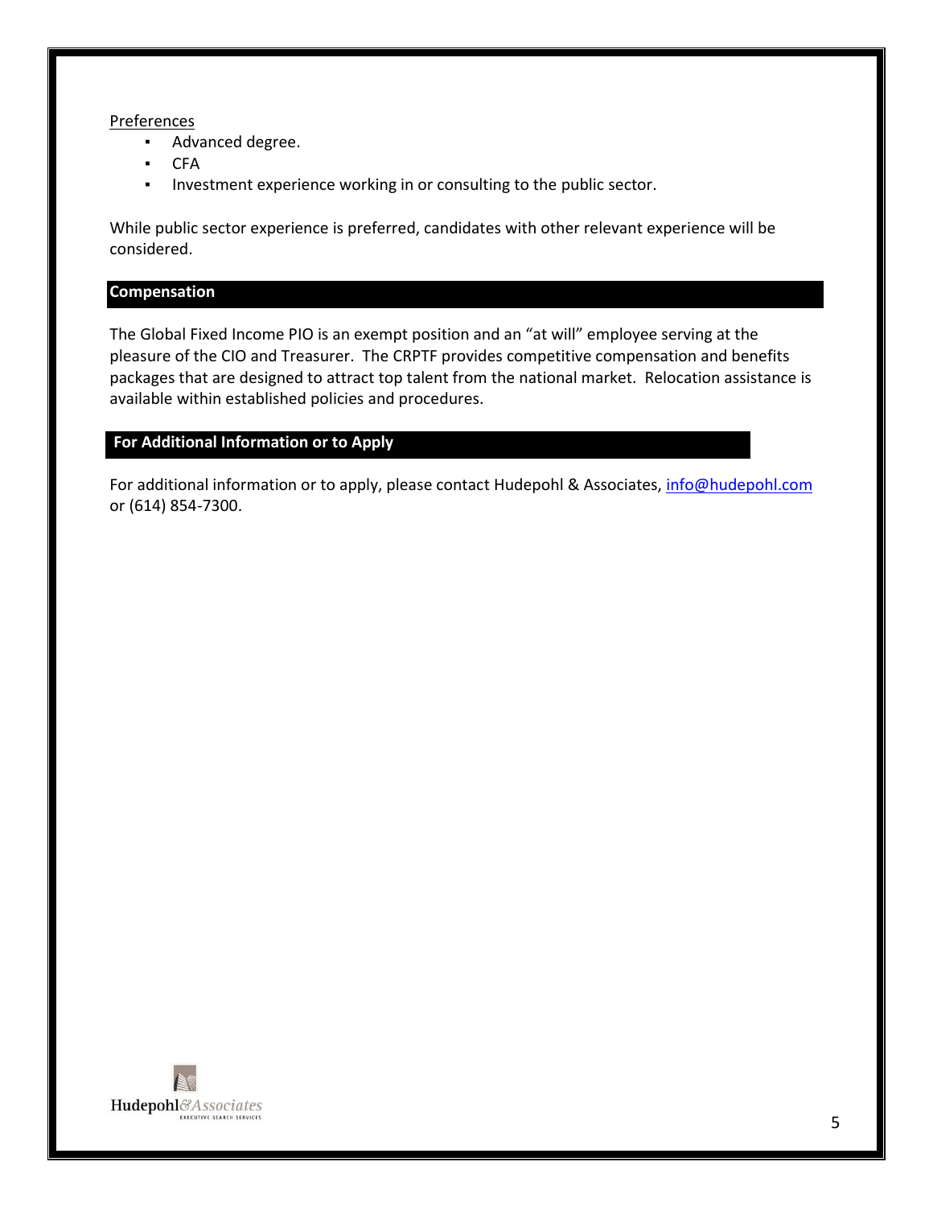Preferences

- Advanced degree.
- CFA
- Investment experience working in or consulting to the public sector.

While public sector experience is preferred, candidates with other relevant experience will be considered.

## Compensation

The Global Fixed Income PIO is an exempt position and an "at will" employee serving at the pleasure of the CIO and Treasurer. The CRPTF provides competitive compensation and benefits packages that are designed to attract top talent from the national market. Relocation assistance is available within established policies and procedures.

## For Additional Information or to Apply

For additional information or to apply, please contact Hudepohl & Associates, info@hudepohl.com or (614) 854-7300.

Hudepohl & Associates
EXECUTIVE SEARCH SERVICES